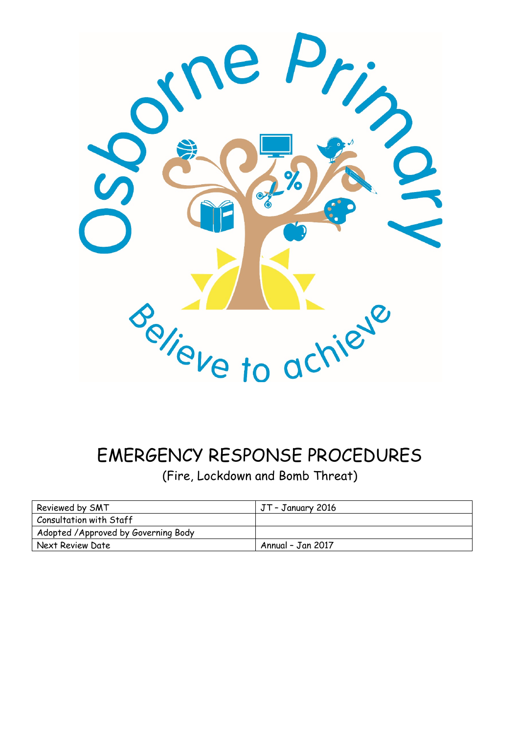Osborne Primary

Believe to achieve

# EMERGENCY RESPONSE PROCEDURES

(Fire, Lockdown and Bomb Threat)

| Reviewed by SMT | JT – January 2016 |
|---|---|
| Consultation with Staff | |
| Adopted /Approved by Governing Body | |
| Next Review Date | Annual – Jan 2017 |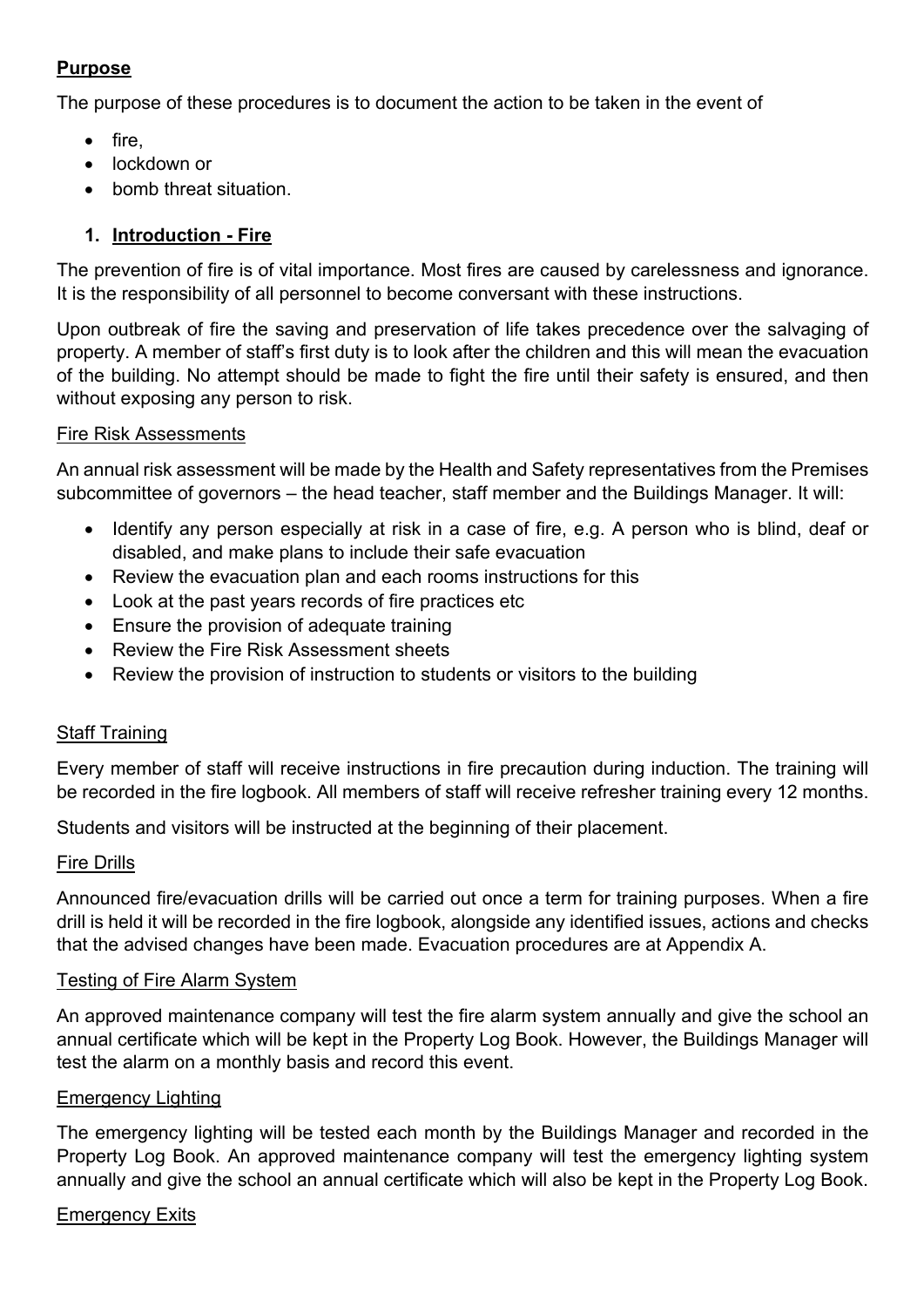**Purpose**

The purpose of these procedures is to document the action to be taken in the event of

- fire,
- lockdown or
- bomb threat situation.

## 1. Introduction - Fire

The prevention of fire is of vital importance. Most fires are caused by carelessness and ignorance. It is the responsibility of all personnel to become conversant with these instructions.

Upon outbreak of fire the saving and preservation of life takes precedence over the salvaging of property. A member of staff's first duty is to look after the children and this will mean the evacuation of the building. No attempt should be made to fight the fire until their safety is ensured, and then without exposing any person to risk.

### Fire Risk Assessments

An annual risk assessment will be made by the Health and Safety representatives from the Premises subcommittee of governors – the head teacher, staff member and the Buildings Manager. It will:

- Identify any person especially at risk in a case of fire, e.g. A person who is blind, deaf or disabled, and make plans to include their safe evacuation
- Review the evacuation plan and each rooms instructions for this
- Look at the past years records of fire practices etc
- Ensure the provision of adequate training
- Review the Fire Risk Assessment sheets
- Review the provision of instruction to students or visitors to the building

### Staff Training

Every member of staff will receive instructions in fire precaution during induction. The training will be recorded in the fire logbook. All members of staff will receive refresher training every 12 months.

Students and visitors will be instructed at the beginning of their placement.

### Fire Drills

Announced fire/evacuation drills will be carried out once a term for training purposes. When a fire drill is held it will be recorded in the fire logbook, alongside any identified issues, actions and checks that the advised changes have been made. Evacuation procedures are at Appendix A.

### Testing of Fire Alarm System

An approved maintenance company will test the fire alarm system annually and give the school an annual certificate which will be kept in the Property Log Book. However, the Buildings Manager will test the alarm on a monthly basis and record this event.

### Emergency Lighting

The emergency lighting will be tested each month by the Buildings Manager and recorded in the Property Log Book. An approved maintenance company will test the emergency lighting system annually and give the school an annual certificate which will also be kept in the Property Log Book.

### Emergency Exits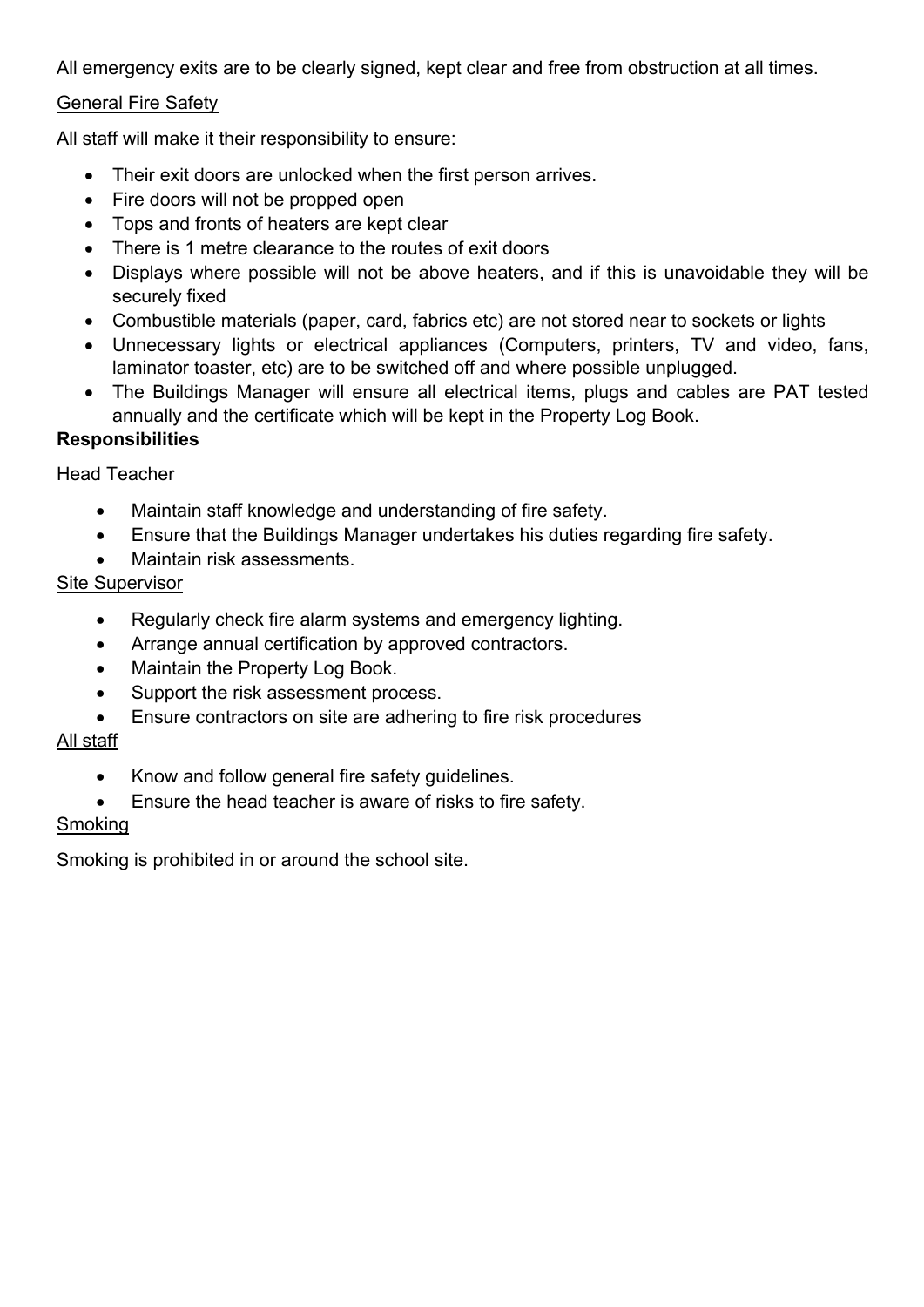All emergency exits are to be clearly signed, kept clear and free from obstruction at all times.

### General Fire Safety

All staff will make it their responsibility to ensure:

- Their exit doors are unlocked when the first person arrives.
- Fire doors will not be propped open
- Tops and fronts of heaters are kept clear
- There is 1 metre clearance to the routes of exit doors
- Displays where possible will not be above heaters, and if this is unavoidable they will be securely fixed
- Combustible materials (paper, card, fabrics etc) are not stored near to sockets or lights
- Unnecessary lights or electrical appliances (Computers, printers, TV and video, fans, laminator toaster, etc) are to be switched off and where possible unplugged.
- The Buildings Manager will ensure all electrical items, plugs and cables are PAT tested annually and the certificate which will be kept in the Property Log Book.

**Responsibilities**

Head Teacher

- Maintain staff knowledge and understanding of fire safety.
- Ensure that the Buildings Manager undertakes his duties regarding fire safety.
- Maintain risk assessments.

### Site Supervisor

- Regularly check fire alarm systems and emergency lighting.
- Arrange annual certification by approved contractors.
- Maintain the Property Log Book.
- Support the risk assessment process.
- Ensure contractors on site are adhering to fire risk procedures

### All staff

- Know and follow general fire safety guidelines.
- Ensure the head teacher is aware of risks to fire safety.

### Smoking

Smoking is prohibited in or around the school site.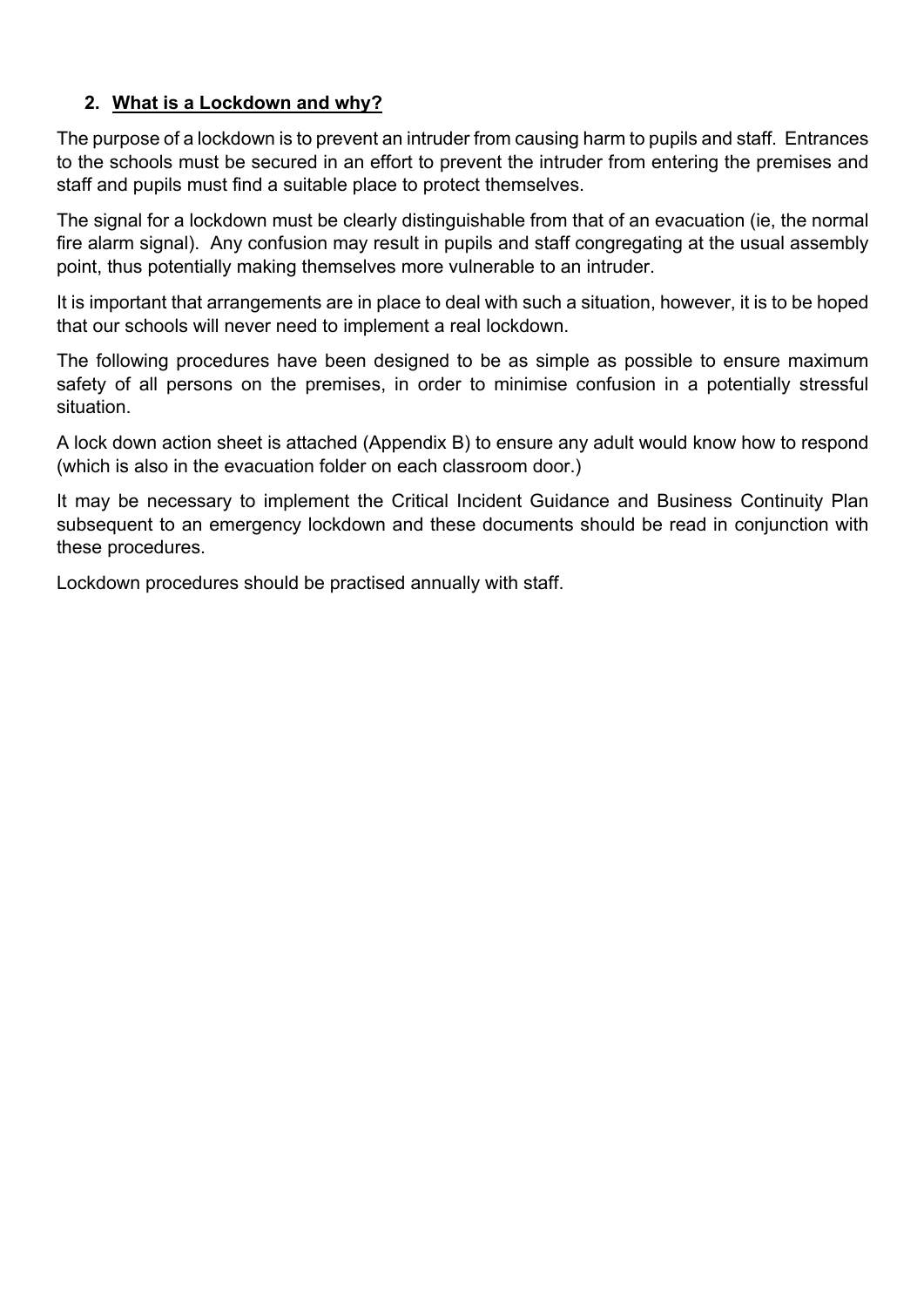## 2. What is a Lockdown and why?

The purpose of a lockdown is to prevent an intruder from causing harm to pupils and staff. Entrances to the schools must be secured in an effort to prevent the intruder from entering the premises and staff and pupils must find a suitable place to protect themselves.

The signal for a lockdown must be clearly distinguishable from that of an evacuation (ie, the normal fire alarm signal). Any confusion may result in pupils and staff congregating at the usual assembly point, thus potentially making themselves more vulnerable to an intruder.

It is important that arrangements are in place to deal with such a situation, however, it is to be hoped that our schools will never need to implement a real lockdown.

The following procedures have been designed to be as simple as possible to ensure maximum safety of all persons on the premises, in order to minimise confusion in a potentially stressful situation.

A lock down action sheet is attached (Appendix B) to ensure any adult would know how to respond (which is also in the evacuation folder on each classroom door.)

It may be necessary to implement the Critical Incident Guidance and Business Continuity Plan subsequent to an emergency lockdown and these documents should be read in conjunction with these procedures.

Lockdown procedures should be practised annually with staff.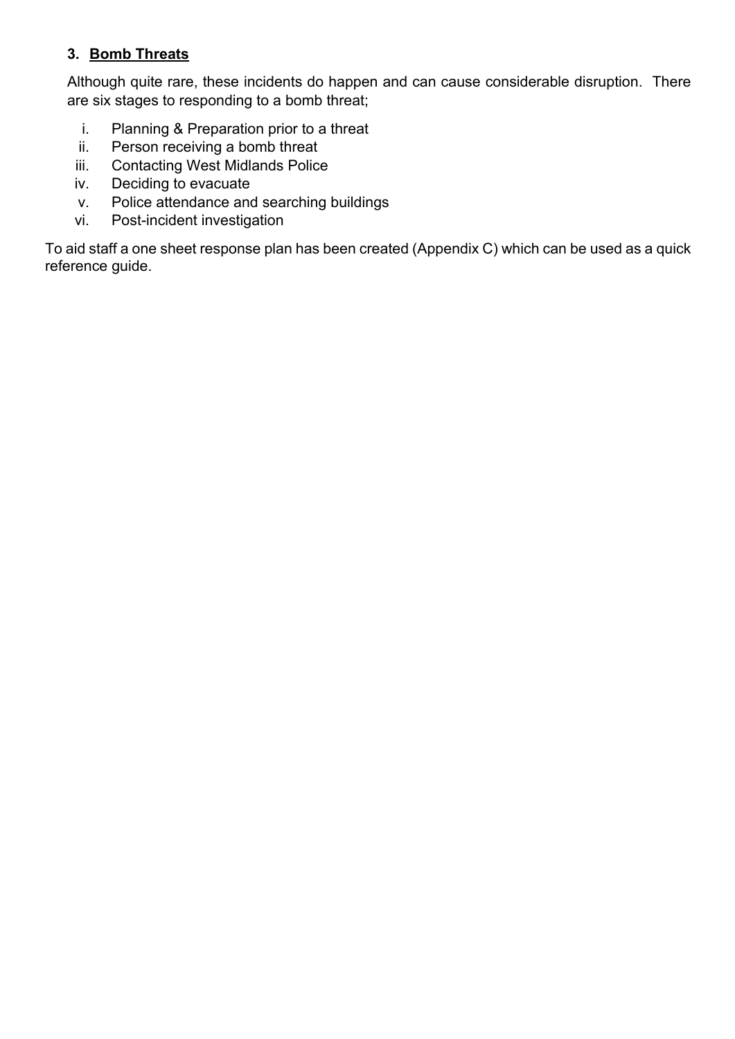### 3. Bomb Threats

Although quite rare, these incidents do happen and can cause considerable disruption. There are six stages to responding to a bomb threat;

i. Planning & Preparation prior to a threat
ii. Person receiving a bomb threat
iii. Contacting West Midlands Police
iv. Deciding to evacuate
v. Police attendance and searching buildings
vi. Post-incident investigation

To aid staff a one sheet response plan has been created (Appendix C) which can be used as a quick reference guide.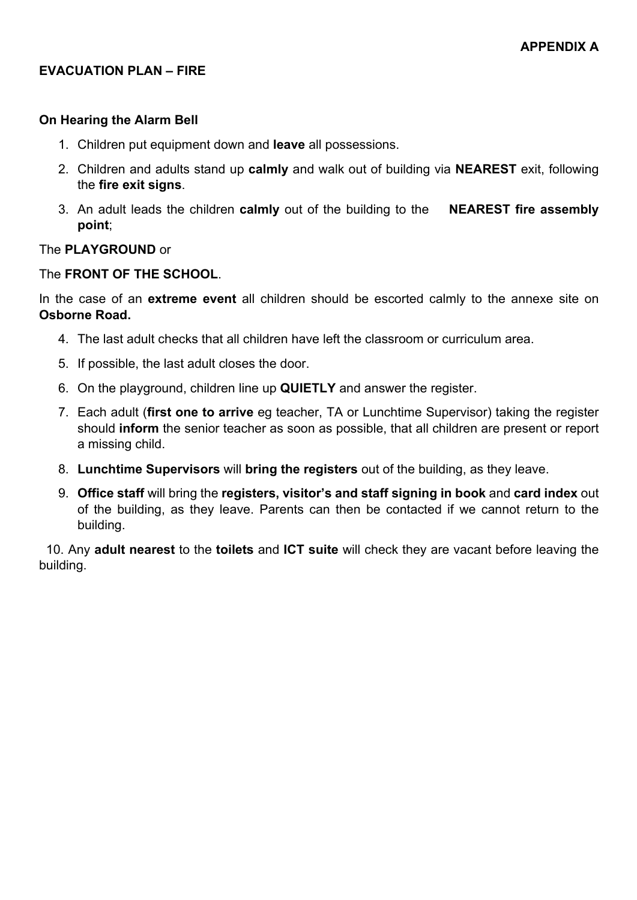**APPENDIX A**

**EVACUATION PLAN – FIRE**

**On Hearing the Alarm Bell**

1. Children put equipment down and **leave** all possessions.
2. Children and adults stand up **calmly** and walk out of building via **NEAREST** exit, following the **fire exit signs**.
3. An adult leads the children **calmly** out of the building to the **NEAREST fire assembly point**;

The **PLAYGROUND** or

The **FRONT OF THE SCHOOL**.

In the case of an **extreme event** all children should be escorted calmly to the annexe site on **Osborne Road.**

4. The last adult checks that all children have left the classroom or curriculum area.
5. If possible, the last adult closes the door.
6. On the playground, children line up **QUIETLY** and answer the register.
7. Each adult (**first one to arrive** eg teacher, TA or Lunchtime Supervisor) taking the register should **inform** the senior teacher as soon as possible, that all children are present or report a missing child.
8. **Lunchtime Supervisors** will **bring the registers** out of the building, as they leave.
9. **Office staff** will bring the **registers, visitor's and staff signing in book** and **card index** out of the building, as they leave. Parents can then be contacted if we cannot return to the building.
10. Any **adult nearest** to the **toilets** and **ICT suite** will check they are vacant before leaving the building.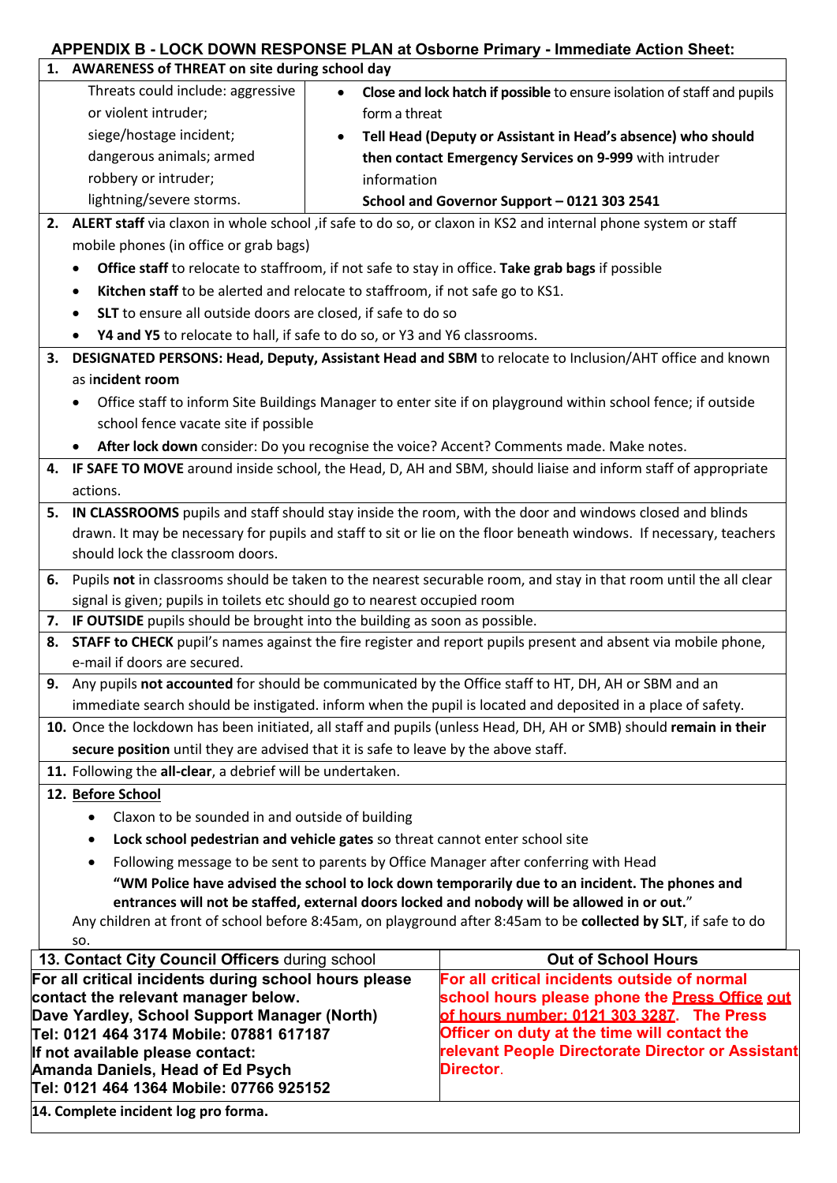## APPENDIX B - LOCK DOWN RESPONSE PLAN at Osborne Primary - Immediate Action Sheet:

**1. AWARENESS of THREAT on site during school day**

| Threats could include: aggressive or violent intruder; siege/hostage incident; dangerous animals; armed robbery or intruder; lightning/severe storms. | • **Close and lock hatch if possible** to ensure isolation of staff and pupils form a threat<br>• **Tell Head (Deputy or Assistant in Head's absence) who should then contact Emergency Services on 9-999** with intruder information<br>**School and Governor Support – 0121 303 2541** |
|---|---|

**2. ALERT staff** via claxon in whole school ,if safe to do so, or claxon in KS2 and internal phone system or staff mobile phones (in office or grab bags)

- **Office staff** to relocate to staffroom, if not safe to stay in office. **Take grab bags** if possible
- **Kitchen staff** to be alerted and relocate to staffroom, if not safe go to KS1.
- **SLT** to ensure all outside doors are closed, if safe to do so
- **Y4 and Y5** to relocate to hall, if safe to do so, or Y3 and Y6 classrooms.

**3. DESIGNATED PERSONS: Head, Deputy, Assistant Head and SBM** to relocate to Inclusion/AHT office and known as i**ncident room**

- Office staff to inform Site Buildings Manager to enter site if on playground within school fence; if outside school fence vacate site if possible
- **After lock down** consider: Do you recognise the voice? Accent? Comments made. Make notes.

**4. IF SAFE TO MOVE** around inside school, the Head, D, AH and SBM, should liaise and inform staff of appropriate actions.

**5. IN CLASSROOMS** pupils and staff should stay inside the room, with the door and windows closed and blinds drawn. It may be necessary for pupils and staff to sit or lie on the floor beneath windows. If necessary, teachers should lock the classroom doors.

**6.** Pupils **not** in classrooms should be taken to the nearest securable room, and stay in that room until the all clear signal is given; pupils in toilets etc should go to nearest occupied room

**7. IF OUTSIDE** pupils should be brought into the building as soon as possible.

**8. STAFF to CHECK** pupil's names against the fire register and report pupils present and absent via mobile phone, e-mail if doors are secured.

**9.** Any pupils **not accounted** for should be communicated by the Office staff to HT, DH, AH or SBM and an immediate search should be instigated. inform when the pupil is located and deposited in a place of safety.

**10.** Once the lockdown has been initiated, all staff and pupils (unless Head, DH, AH or SMB) should **remain in their secure position** until they are advised that it is safe to leave by the above staff.

**11.** Following the **all-clear**, a debrief will be undertaken.

**12. Before School**

- Claxon to be sounded in and outside of building
- **Lock school pedestrian and vehicle gates** so threat cannot enter school site
- Following message to be sent to parents by Office Manager after conferring with Head
  **"WM Police have advised the school to lock down temporarily due to an incident. The phones and entrances will not be staffed, external doors locked and nobody will be allowed in or out."**

Any children at front of school before 8:45am, on playground after 8:45am to be **collected by SLT**, if safe to do so.

| **13. Contact City Council Officers** during school | **Out of School Hours** |
|---|---|
| **For all critical incidents during school hours please contact the relevant manager below.<br>Dave Yardley, School Support Manager (North)<br>Tel: 0121 464 3174 Mobile: 07881 617187<br>If not available please contact:<br>Amanda Daniels, Head of Ed Psych<br>Tel: 0121 464 1364 Mobile: 07766 925152** | **For all critical incidents outside of normal school hours please phone the Press Office out of hours number: 0121 303 3287. The Press Officer on duty at the time will contact the relevant People Directorate Director or Assistant Director.** |

**14. Complete incident log pro forma.**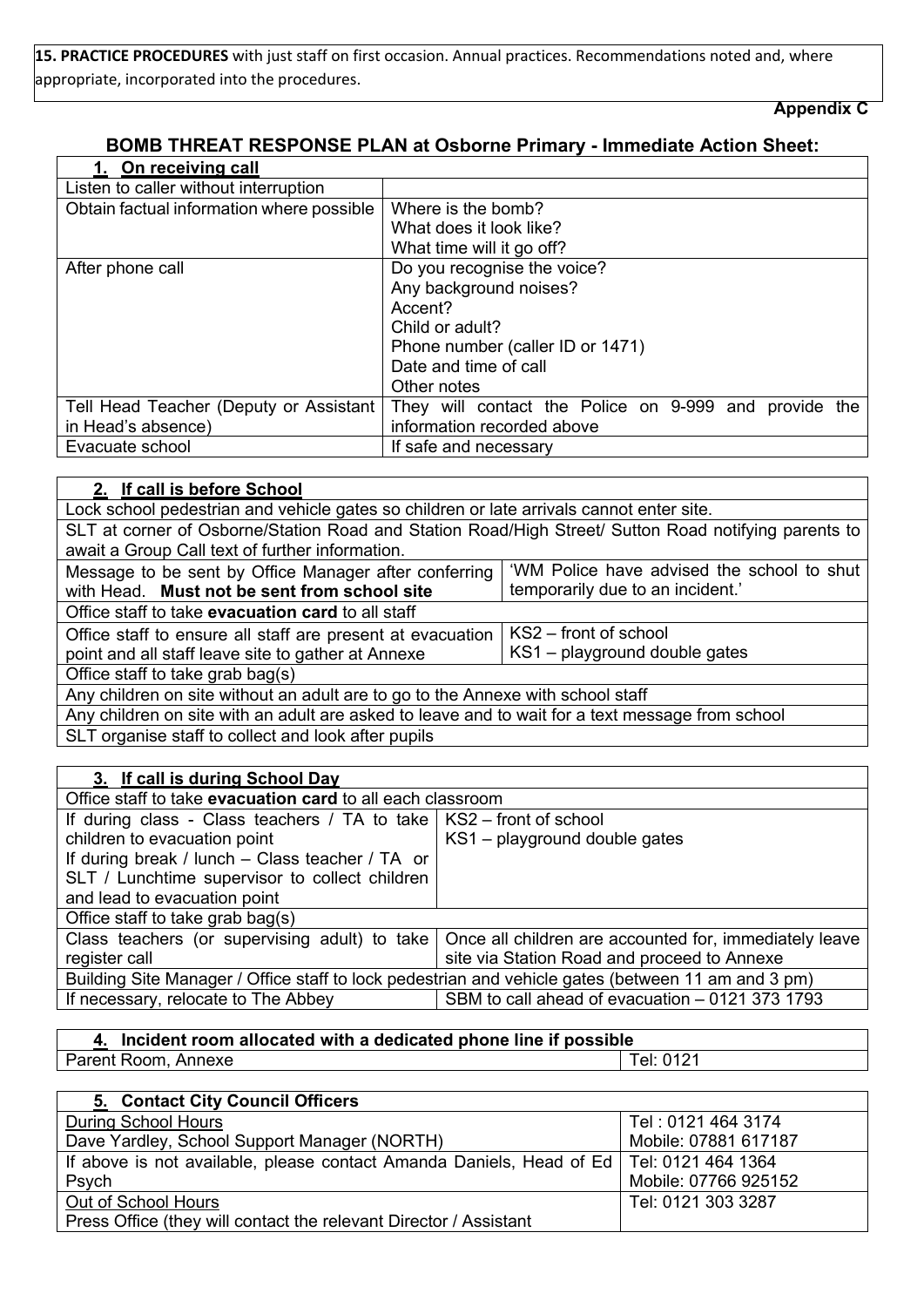**15. PRACTICE PROCEDURES** with just staff on first occasion. Annual practices. Recommendations noted and, where appropriate, incorporated into the procedures.

**Appendix C**

## BOMB THREAT RESPONSE PLAN at Osborne Primary - Immediate Action Sheet:

| **1. On receiving call** | |
|---|---|
| Listen to caller without interruption | |
| Obtain factual information where possible | Where is the bomb?<br>What does it look like?<br>What time will it go off? |
| After phone call | Do you recognise the voice?<br>Any background noises?<br>Accent?<br>Child or adult?<br>Phone number (caller ID or 1471)<br>Date and time of call<br>Other notes |
| Tell Head Teacher (Deputy or Assistant in Head's absence) | They will contact the Police on 9-999 and provide the information recorded above |
| Evacuate school | If safe and necessary |

| **2. If call is before School** | |
|---|---|
| Lock school pedestrian and vehicle gates so children or late arrivals cannot enter site. | |
| SLT at corner of Osborne/Station Road and Station Road/High Street/ Sutton Road notifying parents to await a Group Call text of further information. | |
| Message to be sent by Office Manager after conferring with Head. **Must not be sent from school site** | 'WM Police have advised the school to shut temporarily due to an incident.' |
| Office staff to take **evacuation card** to all staff | |
| Office staff to ensure all staff are present at evacuation point and all staff leave site to gather at Annexe | KS2 – front of school<br>KS1 – playground double gates |
| Office staff to take grab bag(s) | |
| Any children on site without an adult are to go to the Annexe with school staff | |
| Any children on site with an adult are asked to leave and to wait for a text message from school | |
| SLT organise staff to collect and look after pupils | |

| **3. If call is during School Day** | |
|---|---|
| Office staff to take **evacuation card** to all each classroom | |
| If during class - Class teachers / TA to take children to evacuation point<br>If during break / lunch – Class teacher / TA or SLT / Lunchtime supervisor to collect children and lead to evacuation point | KS2 – front of school<br>KS1 – playground double gates |
| Office staff to take grab bag(s) | |
| Class teachers (or supervising adult) to take register call | Once all children are accounted for, immediately leave site via Station Road and proceed to Annexe |
| Building Site Manager / Office staff to lock pedestrian and vehicle gates (between 11 am and 3 pm) | |
| If necessary, relocate to The Abbey | SBM to call ahead of evacuation – 0121 373 1793 |

| **4. Incident room allocated with a dedicated phone line if possible** | |
|---|---|
| Parent Room, Annexe | Tel: 0121 |

| **5. Contact City Council Officers** | |
|---|---|
| During School Hours<br>Dave Yardley, School Support Manager (NORTH) | Tel : 0121 464 3174<br>Mobile: 07881 617187 |
| If above is not available, please contact Amanda Daniels, Head of Ed Psych | Tel: 0121 464 1364<br>Mobile: 07766 925152 |
| Out of School Hours<br>Press Office (they will contact the relevant Director / Assistant | Tel: 0121 303 3287 |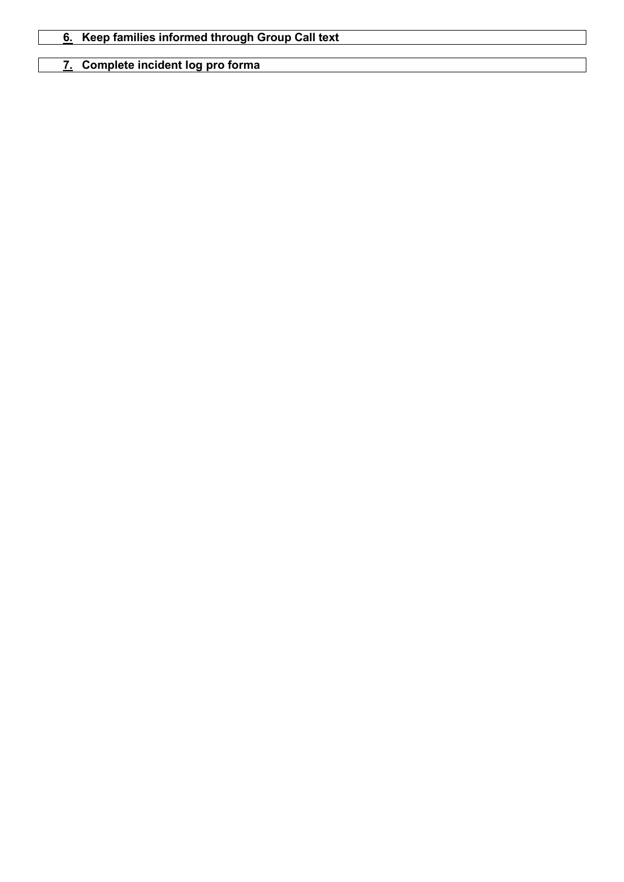**6. Keep families informed through Group Call text**

**7. Complete incident log pro forma**